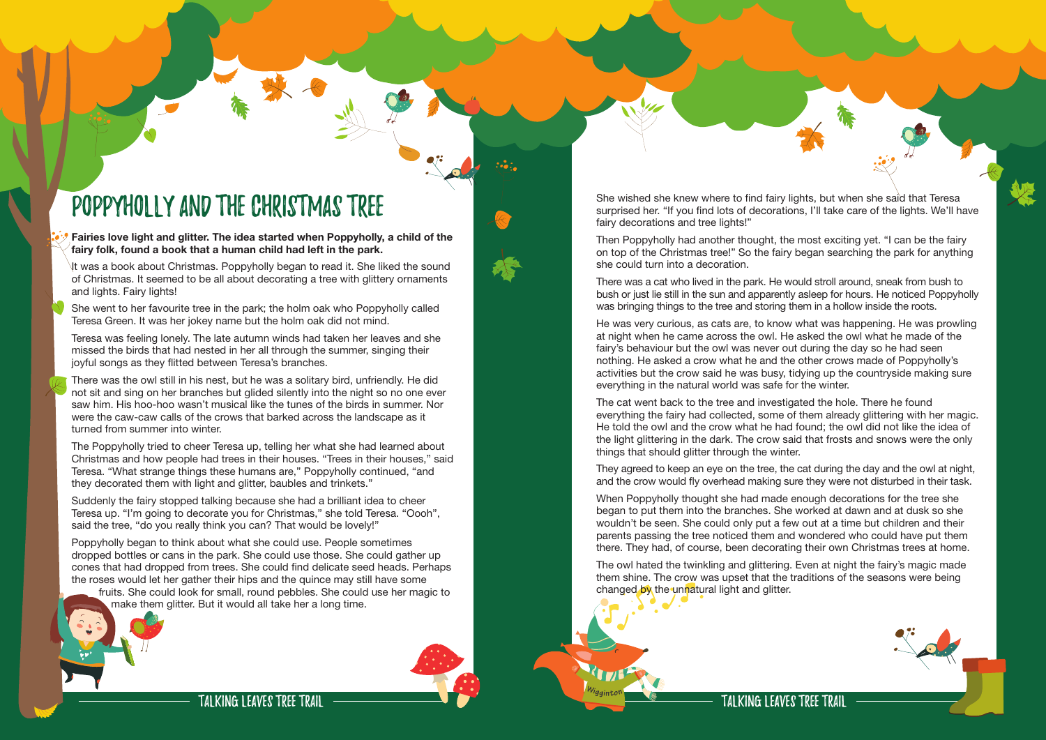# POPPYHOLLY AND THE CHRISTMAS TREE

**Fairies love light and glitter. The idea started when Poppyholly, a child of the fairy folk, found a book that a human child had left in the park.**

It was a book about Christmas. Poppyholly began to read it. She liked the sound of Christmas. It seemed to be all about decorating a tree with glittery ornaments and lights. Fairy lights!

She went to her favourite tree in the park; the holm oak who Poppyholly called Teresa Green. It was her jokey name but the holm oak did not mind.

Teresa was feeling lonely. The late autumn winds had taken her leaves and she missed the birds that had nested in her all through the summer, singing their joyful songs as they flitted between Teresa's branches.

There was the owl still in his nest, but he was a solitary bird, unfriendly. He did not sit and sing on her branches but glided silently into the night so no one ever saw him. His hoo-hoo wasn't musical like the tunes of the birds in summer. Nor were the caw-caw calls of the crows that barked across the landscape as it turned from summer into winter.

The Poppyholly tried to cheer Teresa up, telling her what she had learned about Christmas and how people had trees in their houses. "Trees in their houses," said Teresa. "What strange things these humans are," Poppyholly continued, "and they decorated them with light and glitter, baubles and trinkets."

Suddenly the fairy stopped talking because she had a brilliant idea to cheer Teresa up. "I'm going to decorate you for Christmas," she told Teresa. "Oooh", said the tree, "do you really think you can? That would be lovely!"

Poppyholly began to think about what she could use. People sometimes dropped bottles or cans in the park. She could use those. She could gather up cones that had dropped from trees. She could find delicate seed heads. Perhaps the roses would let her gather their hips and the quince may still have some fruits. She could look for small, round pebbles. She could use her magic to make them glitter. But it would all take her a long time.

She wished she knew where to find fairy lights, but when she said that Teresa surprised her. "If you find lots of decorations, I'll take care of the lights. We'll have fairy decorations and tree lights!"

Then Poppyholly had another thought, the most exciting yet. "I can be the fairy on top of the Christmas tree!" So the fairy began searching the park for anything she could turn into a decoration.

There was a cat who lived in the park. He would stroll around, sneak from bush to bush or just lie still in the sun and apparently asleep for hours. He noticed Poppyholly was bringing things to the tree and storing them in a hollow inside the roots.

He was very curious, as cats are, to know what was happening. He was prowling at night when he came across the owl. He asked the owl what he made of the fairy's behaviour but the owl was never out during the day so he had seen nothing. He asked a crow what he and the other crows made of Poppyholly's activities but the crow said he was busy, tidying up the countryside making sure everything in the natural world was safe for the winter.

The cat went back to the tree and investigated the hole. There he found everything the fairy had collected, some of them already glittering with her magic. He told the owl and the crow what he had found; the owl did not like the idea of the light glittering in the dark. The crow said that frosts and snows were the only things that should glitter through the winter.

They agreed to keep an eye on the tree, the cat during the day and the owl at night, and the crow would fly overhead making sure they were not disturbed in their task.

When Poppyholly thought she had made enough decorations for the tree she began to put them into the branches. She worked at dawn and at dusk so she wouldn't be seen. She could only put a few out at a time but children and their parents passing the tree noticed them and wondered who could have put them there. They had, of course, been decorating their own Christmas trees at home.

The owl hated the twinkling and glittering. Even at night the fairy's magic made them shine. The crow was upset that the traditions of the seasons were being changed by the unnatural light and glitter.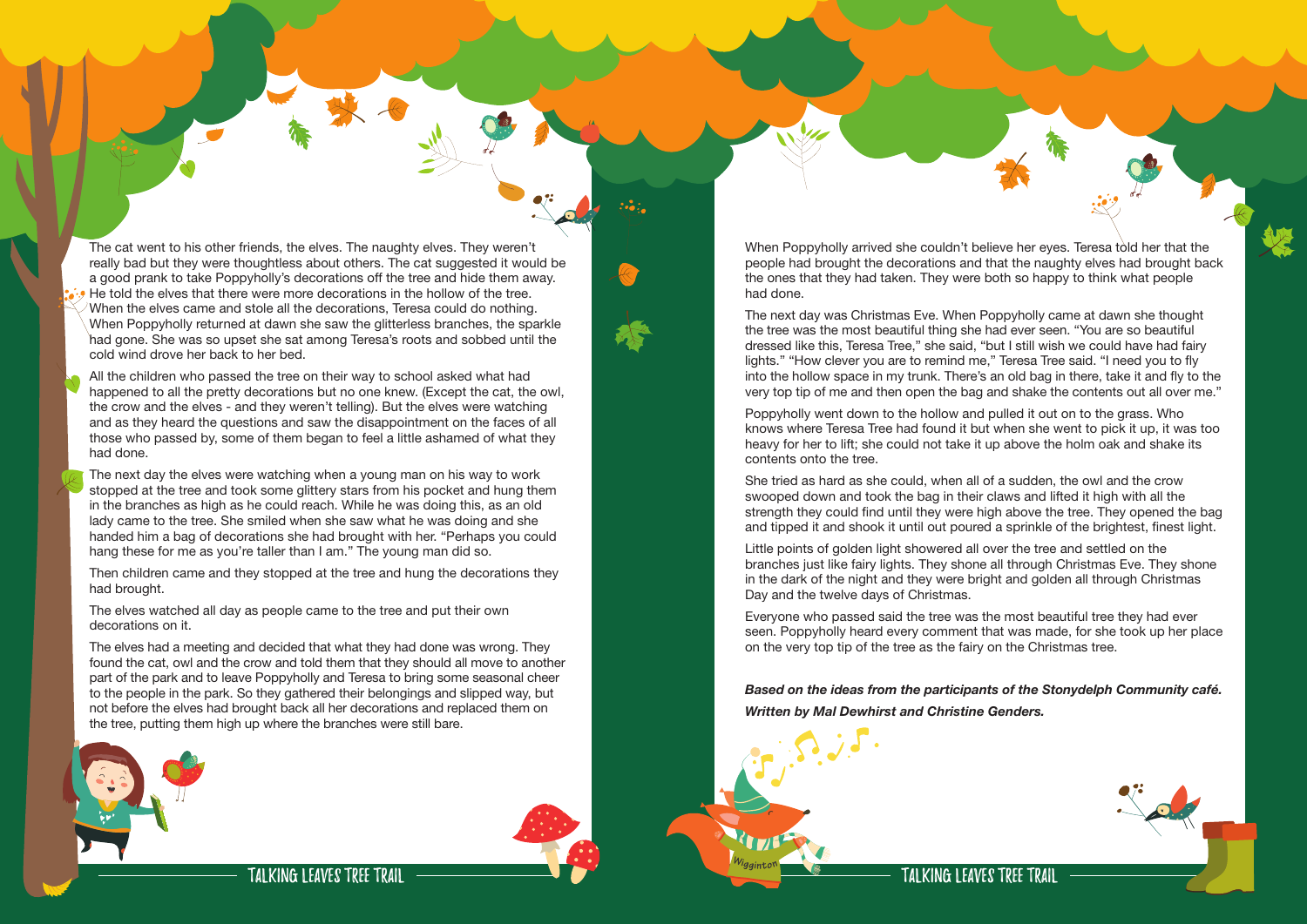The cat went to his other friends, the elves. The naughty elves. They weren't really bad but they were thoughtless about others. The cat suggested it would be a good prank to take Poppyholly's decorations off the tree and hide them away. He told the elves that there were more decorations in the hollow of the tree. When the elves came and stole all the decorations, Teresa could do nothing. When Poppyholly returned at dawn she saw the glitterless branches, the sparkle had gone. She was so upset she sat among Teresa's roots and sobbed until the cold wind drove her back to her bed.

All the children who passed the tree on their way to school asked what had happened to all the pretty decorations but no one knew. (Except the cat, the owl, the crow and the elves - and they weren't telling). But the elves were watching and as they heard the questions and saw the disappointment on the faces of all those who passed by, some of them began to feel a little ashamed of what they had done.

The next day the elves were watching when a young man on his way to work stopped at the tree and took some glittery stars from his pocket and hung them in the branches as high as he could reach. While he was doing this, as an old lady came to the tree. She smiled when she saw what he was doing and she handed him a bag of decorations she had brought with her. "Perhaps you could hang these for me as you're taller than I am." The young man did so.

Then children came and they stopped at the tree and hung the decorations they had brought.

The elves watched all day as people came to the tree and put their own decorations on it.

The elves had a meeting and decided that what they had done was wrong. They found the cat, owl and the crow and told them that they should all move to another part of the park and to leave Poppyholly and Teresa to bring some seasonal cheer to the people in the park. So they gathered their belongings and slipped way, but not before the elves had brought back all her decorations and replaced them on the tree, putting them high up where the branches were still bare.

When Poppyholly arrived she couldn't believe her eyes. Teresa told her that the people had brought the decorations and that the naughty elves had brought back the ones that they had taken. They were both so happy to think what people had done.

The next day was Christmas Eve. When Poppyholly came at dawn she thought the tree was the most beautiful thing she had ever seen. "You are so beautiful dressed like this, Teresa Tree," she said, "but I still wish we could have had fairy lights." "How clever you are to remind me," Teresa Tree said. "I need you to fly into the hollow space in my trunk. There's an old bag in there, take it and fly to the very top tip of me and then open the bag and shake the contents out all over me."

Poppyholly went down to the hollow and pulled it out on to the grass. Who knows where Teresa Tree had found it but when she went to pick it up, it was too heavy for her to lift; she could not take it up above the holm oak and shake its contents onto the tree.

She tried as hard as she could, when all of a sudden, the owl and the crow swooped down and took the bag in their claws and lifted it high with all the strength they could find until they were high above the tree. They opened the bag and tipped it and shook it until out poured a sprinkle of the brightest, finest light.

Little points of golden light showered all over the tree and settled on the branches just like fairy lights. They shone all through Christmas Eve. They shone in the dark of the night and they were bright and golden all through Christmas Day and the twelve days of Christmas.

Everyone who passed said the tree was the most beautiful tree they had ever seen. Poppyholly heard every comment that was made, for she took up her place on the very top tip of the tree as the fairy on the Christmas tree.

***Based on the ideas from the participants of the Stonydelph Community café.***

***Written by Mal Dewhirst and Christine Genders.***